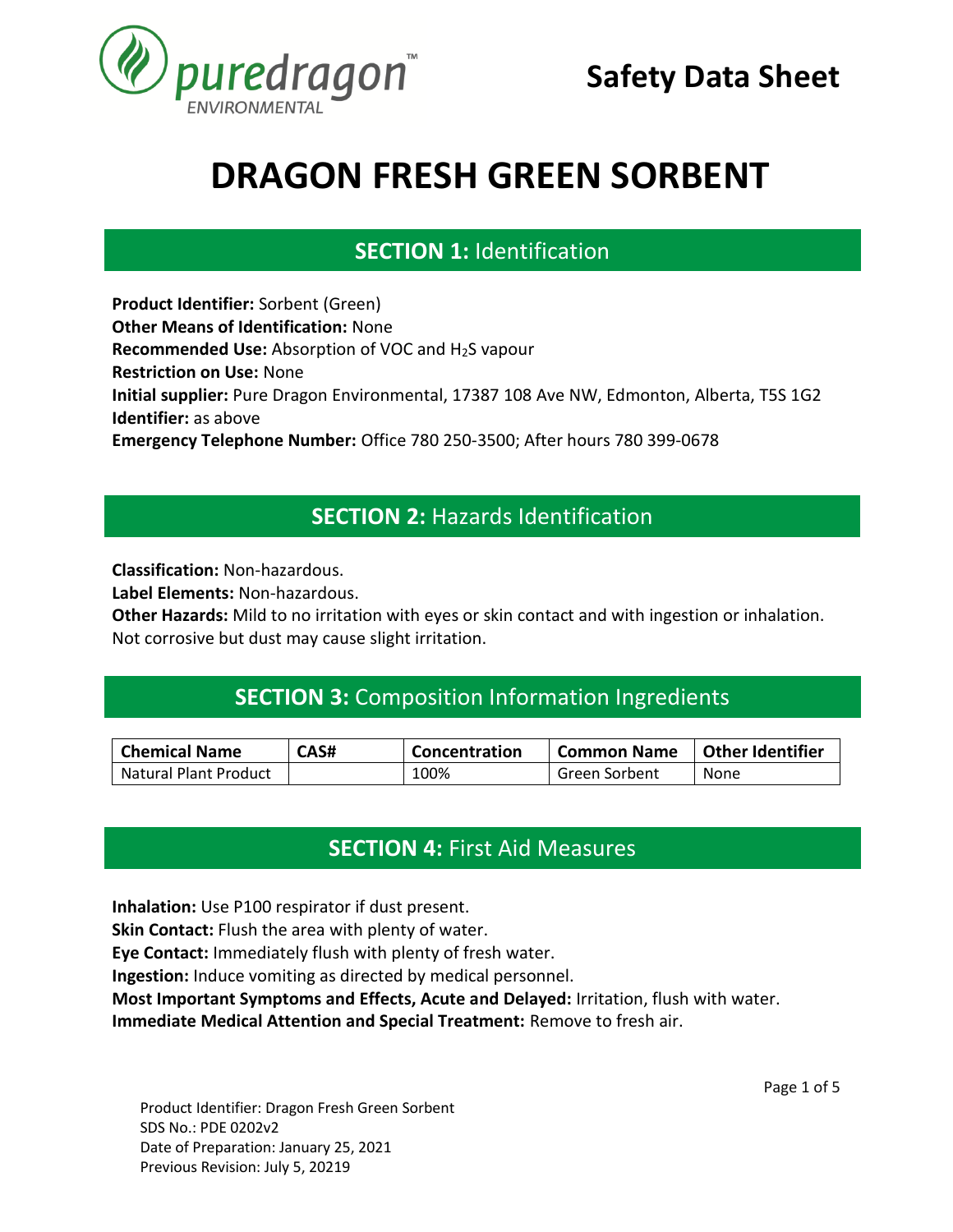puredragon™ ENVIRONMENTAL

Safety Data Sheet

# DRAGON FRESH GREEN SORBENT

## SECTION 1: Identification

**Product Identifier:** Sorbent (Green)
**Other Means of Identification:** None
**Recommended Use:** Absorption of VOC and $H_2S$ vapour
**Restriction on Use:** None
**Initial supplier:** Pure Dragon Environmental, 17387 108 Ave NW, Edmonton, Alberta, T5S 1G2
**Identifier:** as above
**Emergency Telephone Number:** Office 780 250-3500; After hours 780 399-0678

## SECTION 2: Hazards Identification

**Classification:** Non-hazardous.
**Label Elements:** Non-hazardous.
**Other Hazards:** Mild to no irritation with eyes or skin contact and with ingestion or inhalation. Not corrosive but dust may cause slight irritation.

## SECTION 3: Composition Information Ingredients

| Chemical Name | CAS# | Concentration | Common Name | Other Identifier |
|---|---|---|---|---|
| Natural Plant Product | | 100% | Green Sorbent | None |

## SECTION 4: First Aid Measures

**Inhalation:** Use P100 respirator if dust present.
**Skin Contact:** Flush the area with plenty of water.
**Eye Contact:** Immediately flush with plenty of fresh water.
**Ingestion:** Induce vomiting as directed by medical personnel.
**Most Important Symptoms and Effects, Acute and Delayed:** Irritation, flush with water.
**Immediate Medical Attention and Special Treatment:** Remove to fresh air.

Product Identifier: Dragon Fresh Green Sorbent
SDS No.: PDE 0202v2
Date of Preparation: January 25, 2021
Previous Revision: July 5, 20219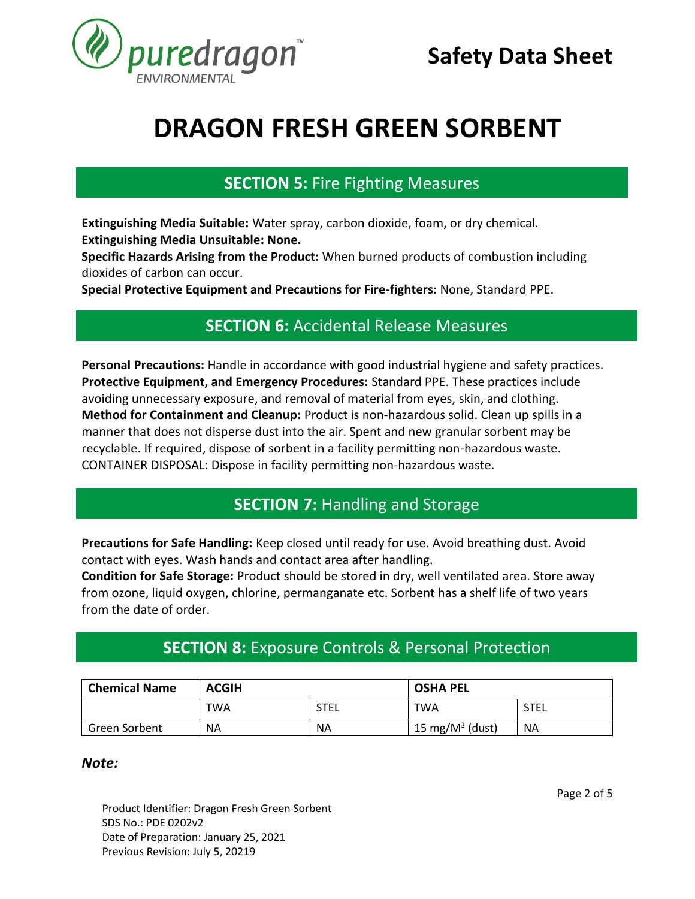# DRAGON FRESH GREEN SORBENT

## SECTION 5: Fire Fighting Measures

**Extinguishing Media Suitable:** Water spray, carbon dioxide, foam, or dry chemical.
**Extinguishing Media Unsuitable: None.**
**Specific Hazards Arising from the Product:** When burned products of combustion including dioxides of carbon can occur.
**Special Protective Equipment and Precautions for Fire-fighters:** None, Standard PPE.

## SECTION 6: Accidental Release Measures

**Personal Precautions:** Handle in accordance with good industrial hygiene and safety practices.
**Protective Equipment, and Emergency Procedures:** Standard PPE. These practices include avoiding unnecessary exposure, and removal of material from eyes, skin, and clothing.
**Method for Containment and Cleanup:** Product is non-hazardous solid. Clean up spills in a manner that does not disperse dust into the air. Spent and new granular sorbent may be recyclable. If required, dispose of sorbent in a facility permitting non-hazardous waste. CONTAINER DISPOSAL: Dispose in facility permitting non-hazardous waste.

## SECTION 7: Handling and Storage

**Precautions for Safe Handling:** Keep closed until ready for use. Avoid breathing dust. Avoid contact with eyes. Wash hands and contact area after handling.
**Condition for Safe Storage:** Product should be stored in dry, well ventilated area. Store away from ozone, liquid oxygen, chlorine, permanganate etc. Sorbent has a shelf life of two years from the date of order.

## SECTION 8: Exposure Controls & Personal Protection

| Chemical Name | ACGIH | | OSHA PEL | |
|---|---|---|---|---|
| | TWA | STEL | TWA | STEL |
| Green Sorbent | NA | NA | 15 mg/M$^3$ (dust) | NA |

***Note:***

Product Identifier: Dragon Fresh Green Sorbent
SDS No.: PDE 0202v2
Date of Preparation: January 25, 2021
Previous Revision: July 5, 20219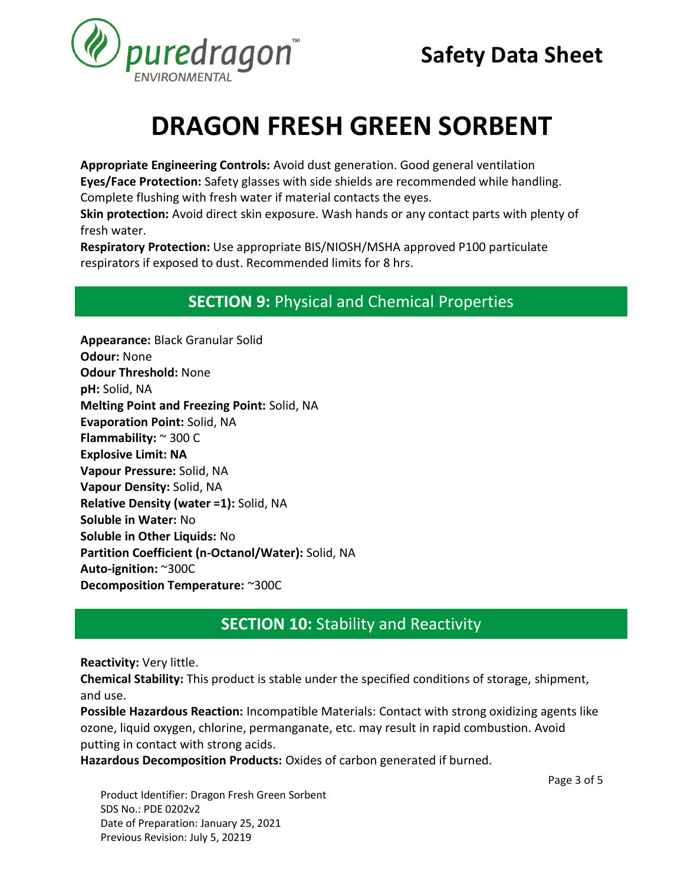# DRAGON FRESH GREEN SORBENT

**Appropriate Engineering Controls:** Avoid dust generation. Good general ventilation
**Eyes/Face Protection:** Safety glasses with side shields are recommended while handling. Complete flushing with fresh water if material contacts the eyes.
**Skin protection:** Avoid direct skin exposure. Wash hands or any contact parts with plenty of fresh water.
**Respiratory Protection:** Use appropriate BIS/NIOSH/MSHA approved P100 particulate respirators if exposed to dust. Recommended limits for 8 hrs.

## SECTION 9: Physical and Chemical Properties

**Appearance:** Black Granular Solid
**Odour:** None
**Odour Threshold:** None
**pH:** Solid, NA
**Melting Point and Freezing Point:** Solid, NA
**Evaporation Point:** Solid, NA
**Flammability:** ~ 300 C
**Explosive Limit: NA**
**Vapour Pressure:** Solid, NA
**Vapour Density:** Solid, NA
**Relative Density (water =1):** Solid, NA
**Soluble in Water:** No
**Soluble in Other Liquids:** No
**Partition Coefficient (n-Octanol/Water):** Solid, NA
**Auto-ignition:** ~300C
**Decomposition Temperature:** ~300C

## SECTION 10: Stability and Reactivity

**Reactivity:** Very little.
**Chemical Stability:** This product is stable under the specified conditions of storage, shipment, and use.
**Possible Hazardous Reaction:** Incompatible Materials: Contact with strong oxidizing agents like ozone, liquid oxygen, chlorine, permanganate, etc. may result in rapid combustion. Avoid putting in contact with strong acids.
**Hazardous Decomposition Products:** Oxides of carbon generated if burned.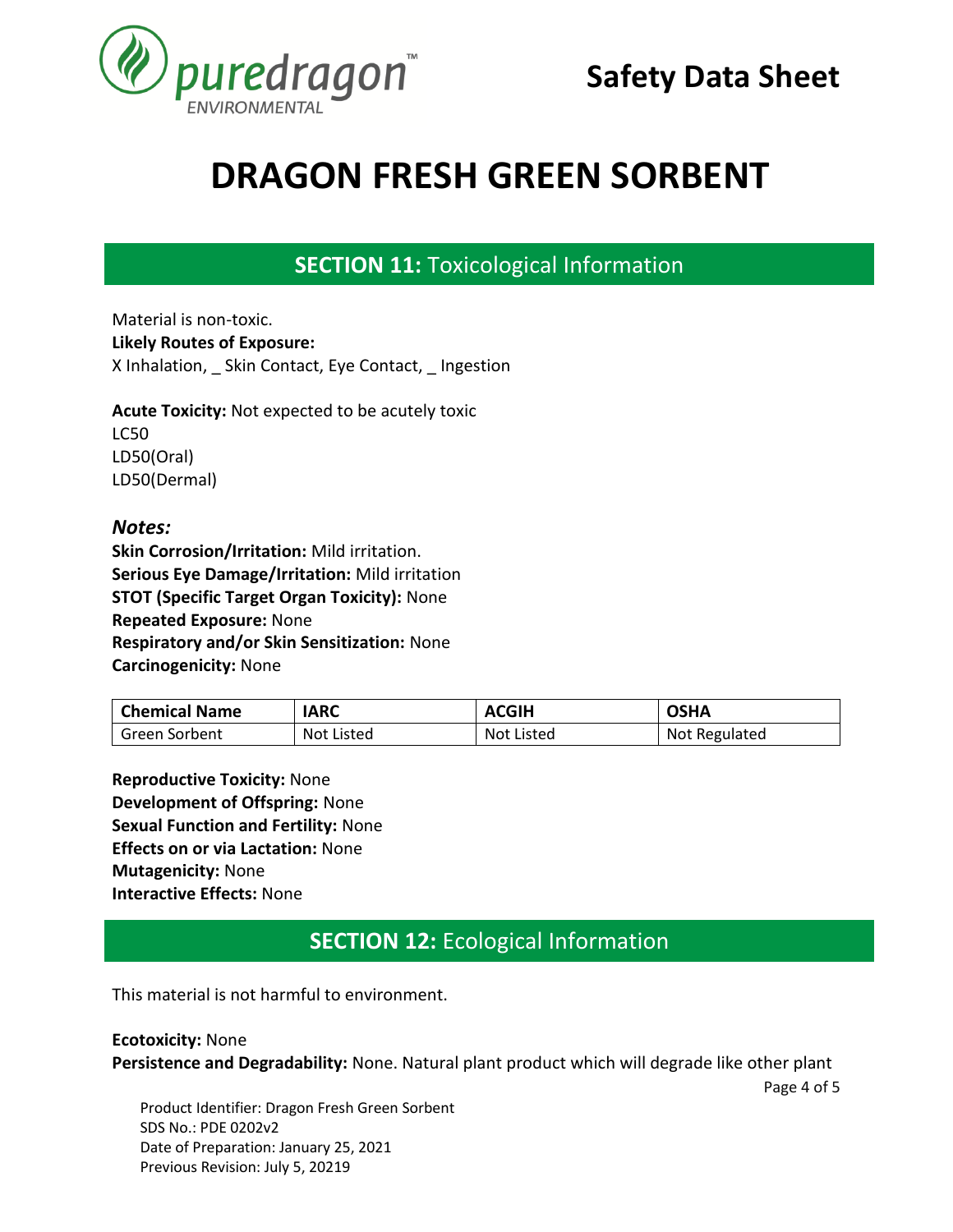# DRAGON FRESH GREEN SORBENT

## SECTION 11: Toxicological Information

Material is non-toxic.

**Likely Routes of Exposure:**

X Inhalation, _ Skin Contact, Eye Contact, _ Ingestion

**Acute Toxicity:** Not expected to be acutely toxic

LC50

LD50(Oral)

LD50(Dermal)

### *Notes:*

**Skin Corrosion/Irritation:** Mild irritation.

**Serious Eye Damage/Irritation:** Mild irritation

**STOT (Specific Target Organ Toxicity):** None

**Repeated Exposure:** None

**Respiratory and/or Skin Sensitization:** None

**Carcinogenicity:** None

| Chemical Name | IARC | ACGIH | OSHA |
| --- | --- | --- | --- |
| Green Sorbent | Not Listed | Not Listed | Not Regulated |

**Reproductive Toxicity:** None

**Development of Offspring:** None

**Sexual Function and Fertility:** None

**Effects on or via Lactation:** None

**Mutagenicity:** None

**Interactive Effects:** None

## SECTION 12: Ecological Information

This material is not harmful to environment.

**Ecotoxicity:** None

**Persistence and Degradability:** None. Natural plant product which will degrade like other plant

Product Identifier: Dragon Fresh Green Sorbent

SDS No.: PDE 0202v2

Date of Preparation: January 25, 2021

Previous Revision: July 5, 20219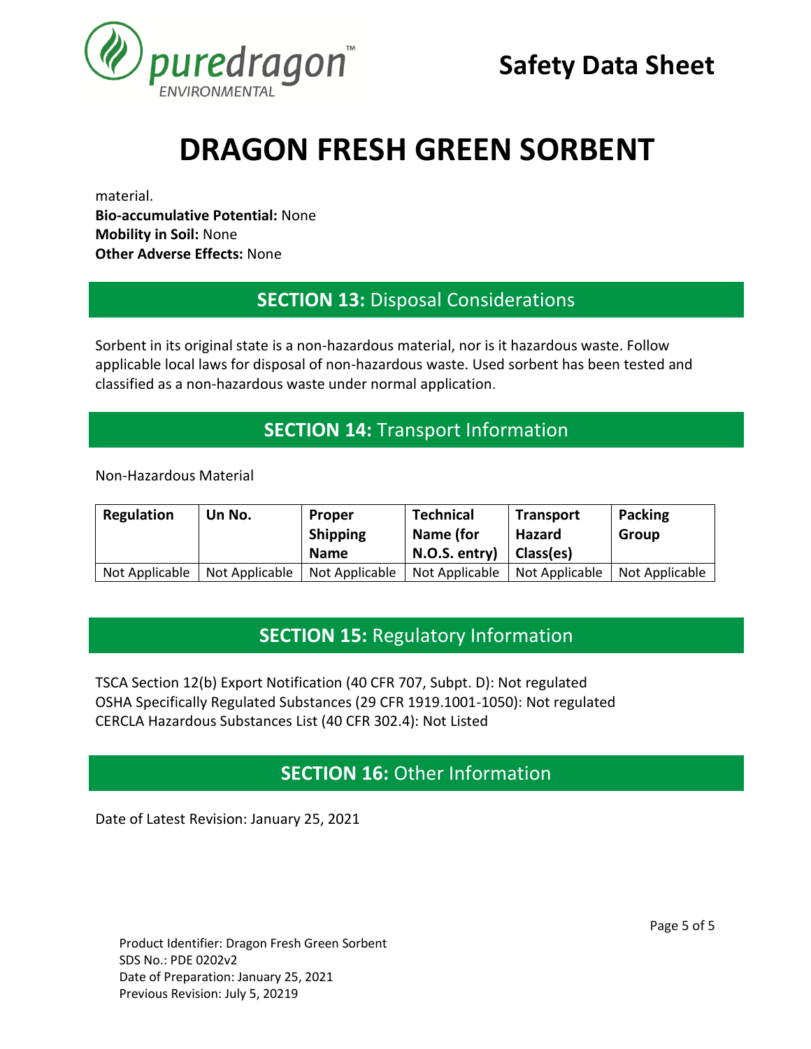material.
**Bio-accumulative Potential:** None
**Mobility in Soil:** None
**Other Adverse Effects:** None

## SECTION 13: Disposal Considerations

Sorbent in its original state is a non-hazardous material, nor is it hazardous waste. Follow applicable local laws for disposal of non-hazardous waste. Used sorbent has been tested and classified as a non-hazardous waste under normal application.

## SECTION 14: Transport Information

Non-Hazardous Material

| Regulation | Un No. | Proper Shipping Name | Technical Name (for N.O.S. entry) | Transport Hazard Class(es) | Packing Group |
|---|---|---|---|---|---|
| Not Applicable | Not Applicable | Not Applicable | Not Applicable | Not Applicable | Not Applicable |

## SECTION 15: Regulatory Information

TSCA Section 12(b) Export Notification (40 CFR 707, Subpt. D): Not regulated
OSHA Specifically Regulated Substances (29 CFR 1919.1001-1050): Not regulated
CERCLA Hazardous Substances List (40 CFR 302.4): Not Listed

## SECTION 16: Other Information

Date of Latest Revision: January 25, 2021

Product Identifier: Dragon Fresh Green Sorbent
SDS No.: PDE 0202v2
Date of Preparation: January 25, 2021
Previous Revision: July 5, 20219